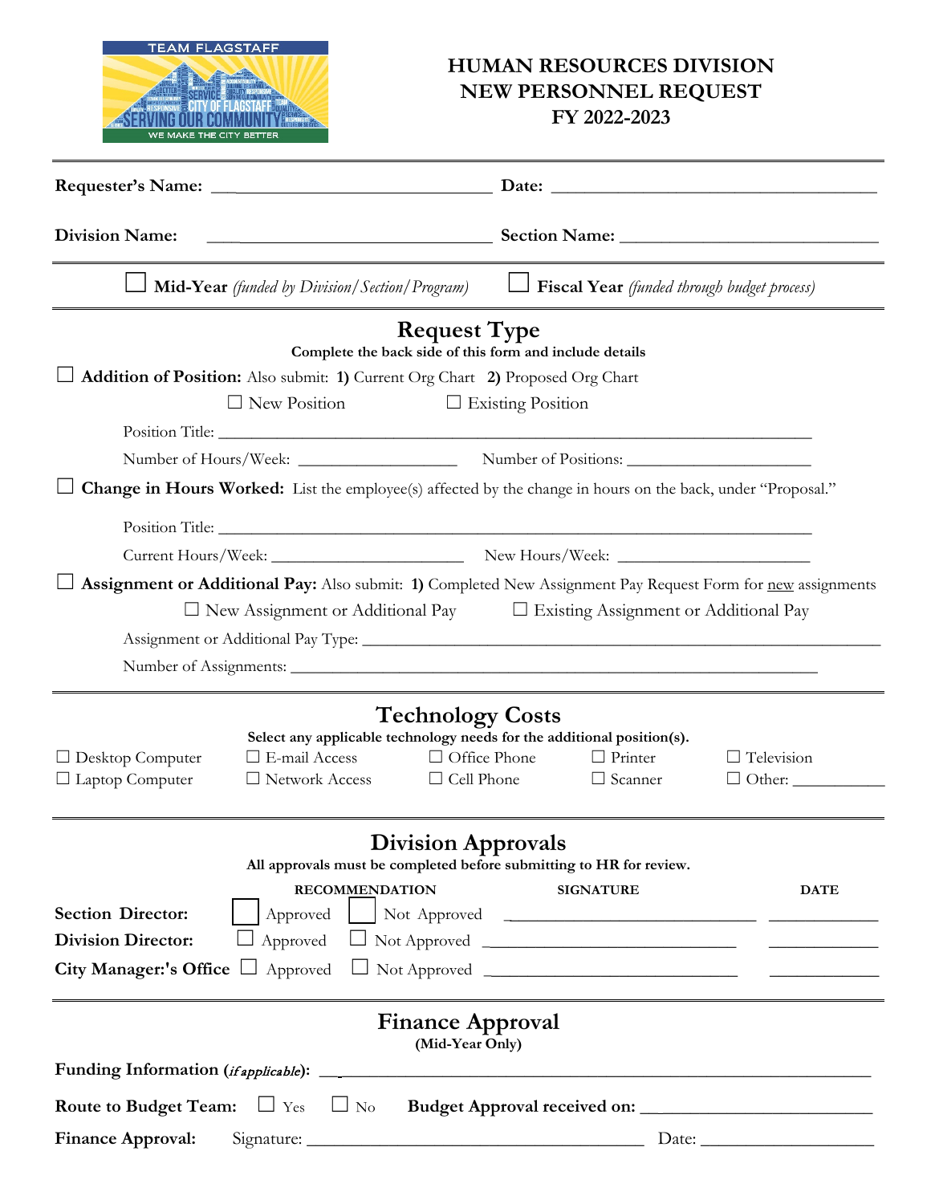# HUMAN RESOURCES DIVISION
# NEW PERSONNEL REQUEST
# FY 2022-2023

**Requester's Name:** ______________________________ **Date:** ____________________________________

**Division Name:** ______________________________ **Section Name:** ____________________________

☐ **Mid-Year** *(funded by Division/Section/Program)* ☐ **Fiscal Year** *(funded through budget process)*

## Request Type

**Complete the back side of this form and include details**

☐ **Addition of Position:** Also submit: **1)** Current Org Chart **2)** Proposed Org Chart

☐ New Position ☐ Existing Position

Position Title: ______________________________________________________________________

Number of Hours/Week: __________________ Number of Positions: ____________________

☐ **Change in Hours Worked:** List the employee(s) affected by the change in hours on the back, under "Proposal."

Position Title: ______________________________________________________________________

Current Hours/Week: ______________________ New Hours/Week: ______________________

☐ **Assignment or Additional Pay:** Also submit: **1)** Completed New Assignment Pay Request Form for new assignments

☐ New Assignment or Additional Pay ☐ Existing Assignment or Additional Pay

Assignment or Additional Pay Type: ______________________________________________________

Number of Assignments: ____________________________________________________________

## Technology Costs

**Select any applicable technology needs for the additional position(s).**

| | | | | |
|---|---|---|---|---|
| ☐ Desktop Computer | ☐ E-mail Access | ☐ Office Phone | ☐ Printer | ☐ Television |
| ☐ Laptop Computer | ☐ Network Access | ☐ Cell Phone | ☐ Scanner | ☐ Other: __________ |

## Division Approvals

**All approvals must be completed before submitting to HR for review.**

| | RECOMMENDATION | | SIGNATURE | DATE |
|---|---|---|---|---|
| **Section Director:** | ☐ Approved | ☐ Not Approved | ____________________ | __________ |
| **Division Director:** | ☐ Approved | ☐ Not Approved | ____________________ | __________ |
| **City Manager:'s Office** | ☐ Approved | ☐ Not Approved | ____________________ | __________ |

## Finance Approval

**(Mid-Year Only)**

**Funding Information (*if applicable*):** ________________________________________________________

**Route to Budget Team:** ☐ Yes ☐ No **Budget Approval received on:** ______________________

**Finance Approval:** Signature: ____________________________________ Date: __________________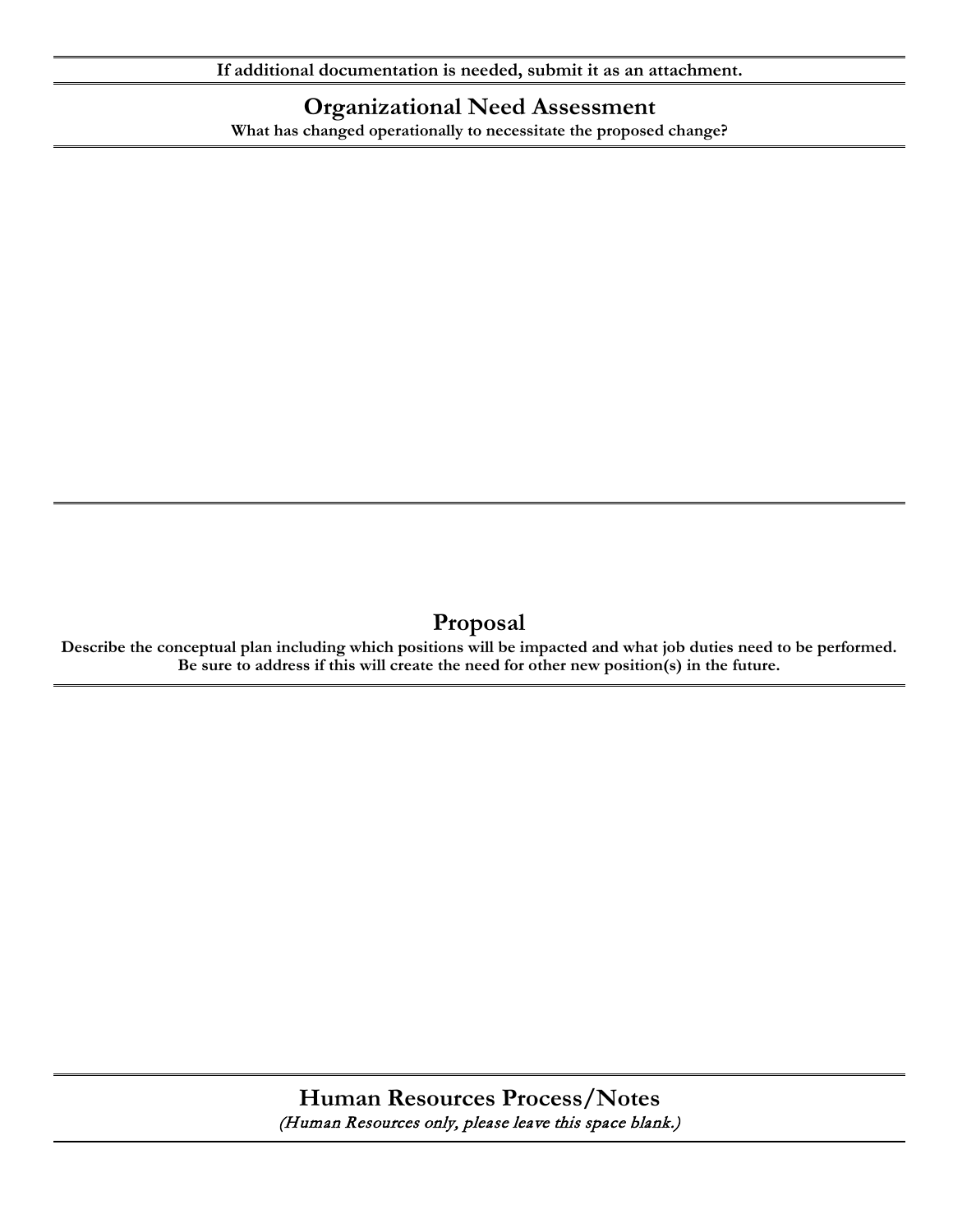**If additional documentation is needed, submit it as an attachment.**

## Organizational Need Assessment

**What has changed operationally to necessitate the proposed change?**

## Proposal

**Describe the conceptual plan including which positions will be impacted and what job duties need to be performed. Be sure to address if this will create the need for other new position(s) in the future.**

## Human Resources Process/Notes

*(Human Resources only, please leave this space blank.)*